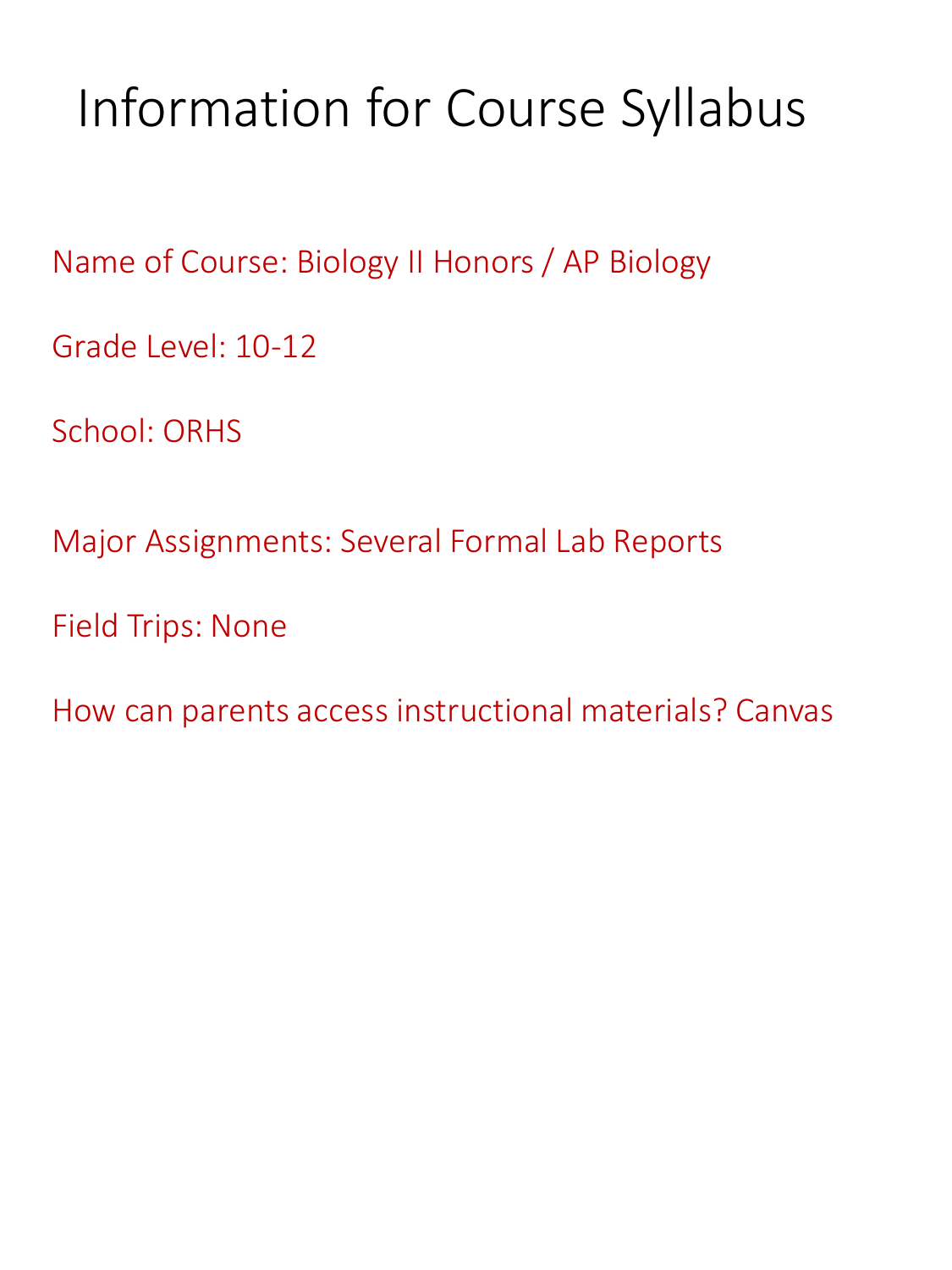# Information for Course Syllabus

Name of Course: Biology II Honors / AP Biology

Grade Level: 10-12

School: ORHS

Major Assignments: Several Formal Lab Reports

Field Trips: None

How can parents access instructional materials? Canvas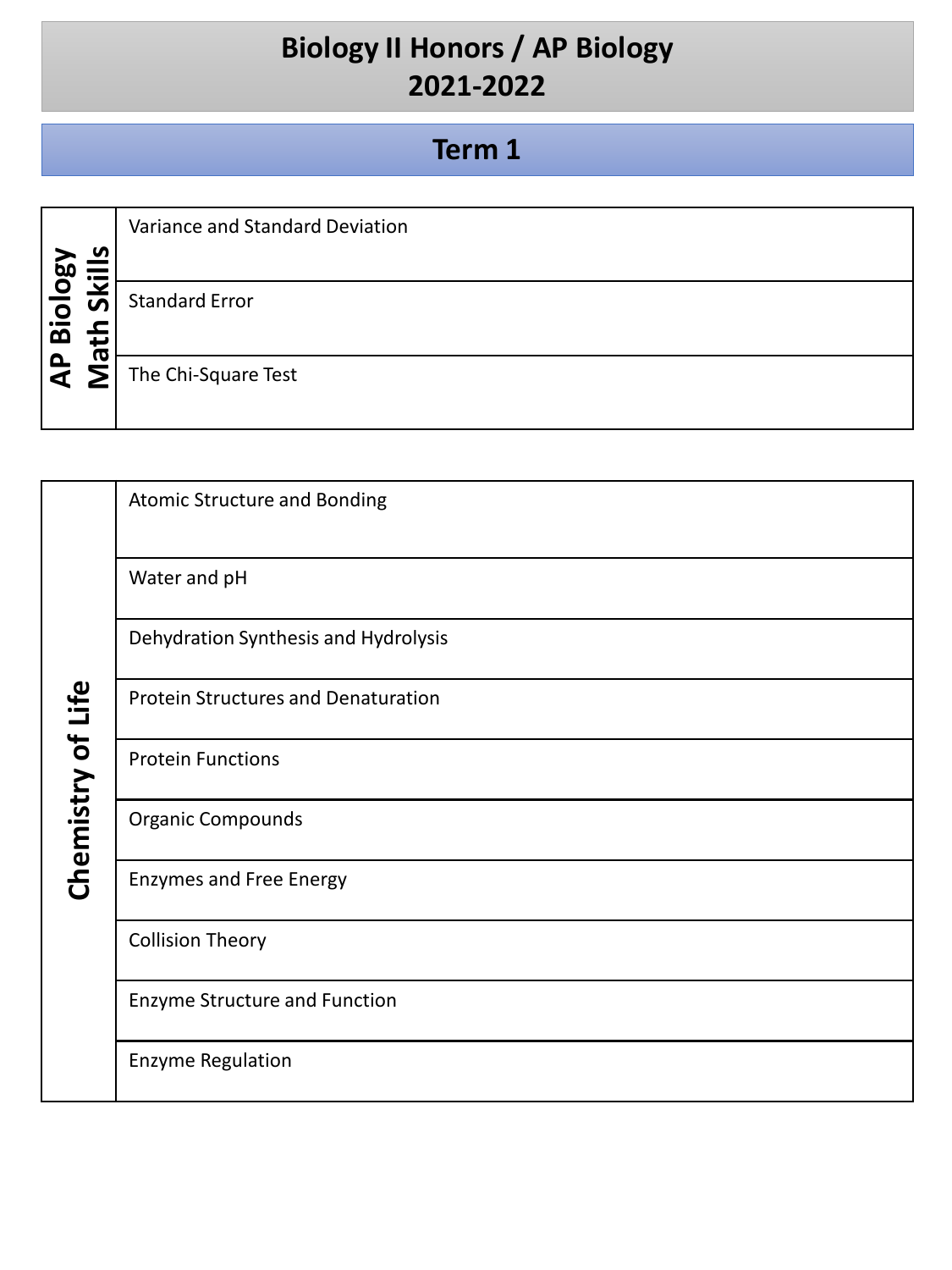# Biology II Honors / AP Biology
# 2021-2022

## Term 1

| AP Biology Math Skills | |
|---|---|
| | Variance and Standard Deviation |
| | Standard Error |
| | The Chi-Square Test |

| Chemistry of Life | |
|---|---|
| | Atomic Structure and Bonding |
| | Water and pH |
| | Dehydration Synthesis and Hydrolysis |
| | Protein Structures and Denaturation |
| | Protein Functions |
| | Organic Compounds |
| | Enzymes and Free Energy |
| | Collision Theory |
| | Enzyme Structure and Function |
| | Enzyme Regulation |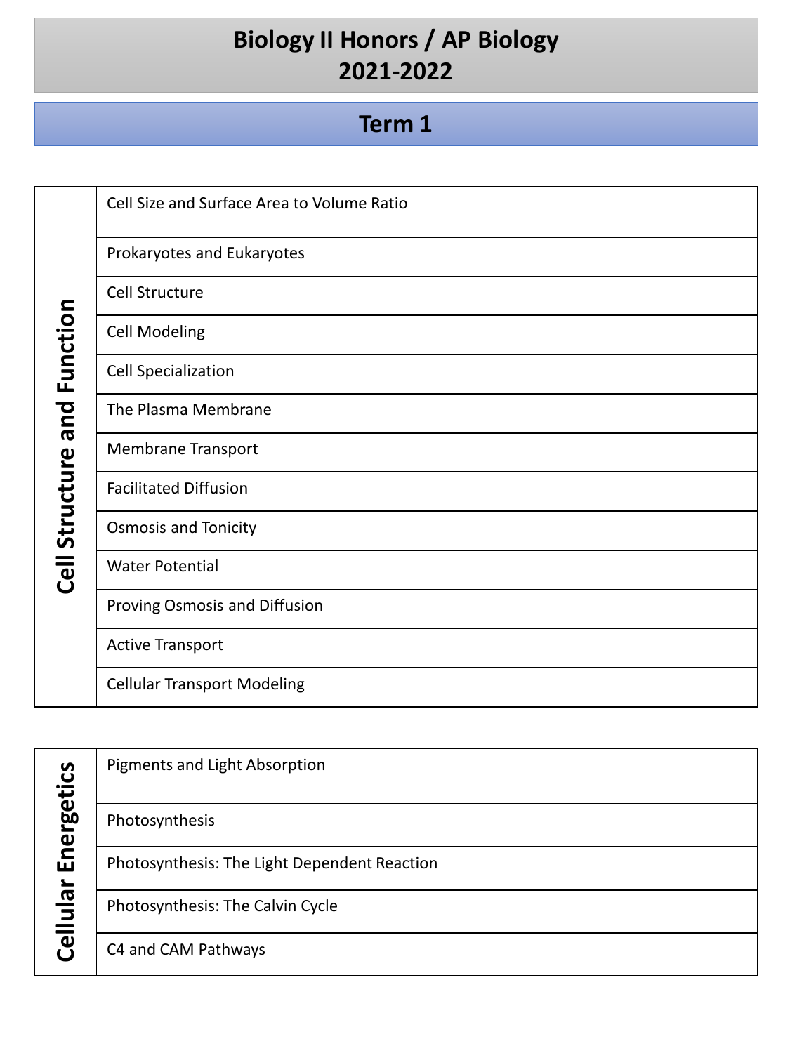# Biology II Honors / AP Biology
# 2021-2022

## Term 1

| Cell Structure and Function | |
|---|---|
| | Cell Size and Surface Area to Volume Ratio |
| | Prokaryotes and Eukaryotes |
| | Cell Structure |
| | Cell Modeling |
| | Cell Specialization |
| | The Plasma Membrane |
| | Membrane Transport |
| | Facilitated Diffusion |
| | Osmosis and Tonicity |
| | Water Potential |
| | Proving Osmosis and Diffusion |
| | Active Transport |
| | Cellular Transport Modeling |

| Cellular Energetics | |
|---|---|
| | Pigments and Light Absorption |
| | Photosynthesis |
| | Photosynthesis: The Light Dependent Reaction |
| | Photosynthesis: The Calvin Cycle |
| | C4 and CAM Pathways |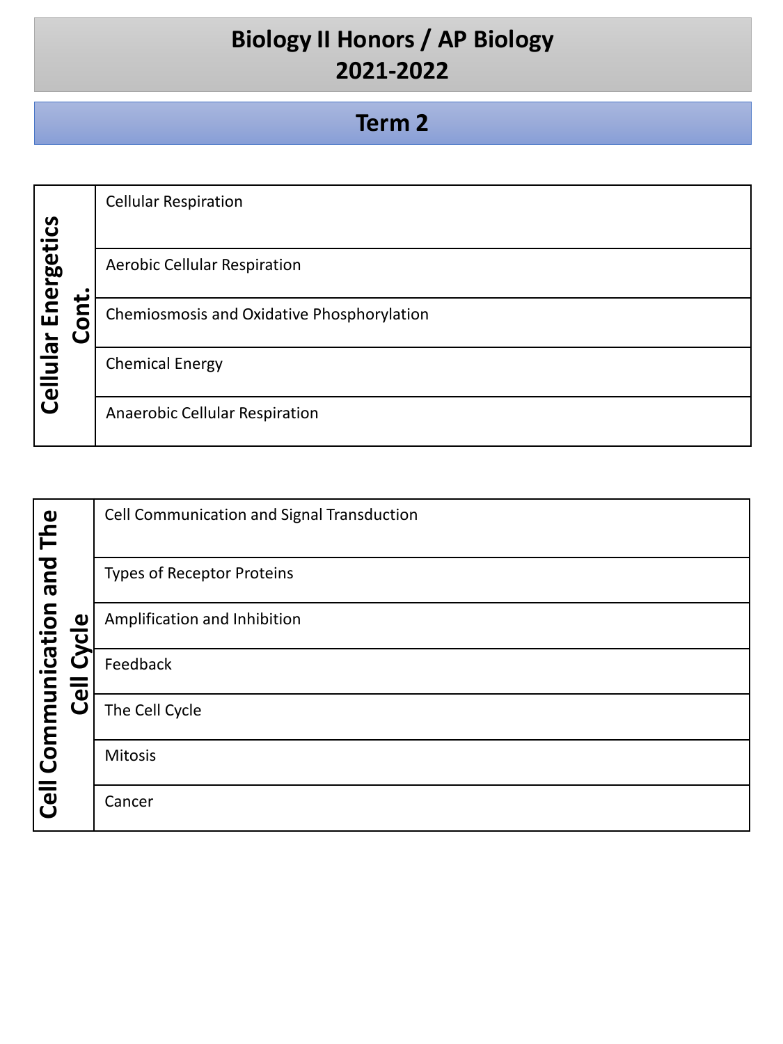# Biology II Honors / AP Biology
# 2021-2022

## Term 2

| Cellular Energetics Cont. | |
|---|---|
| | Cellular Respiration |
| | Aerobic Cellular Respiration |
| | Chemiosmosis and Oxidative Phosphorylation |
| | Chemical Energy |
| | Anaerobic Cellular Respiration |

| Cell Communication and The Cell Cycle | |
|---|---|
| | Cell Communication and Signal Transduction |
| | Types of Receptor Proteins |
| | Amplification and Inhibition |
| | Feedback |
| | The Cell Cycle |
| | Mitosis |
| | Cancer |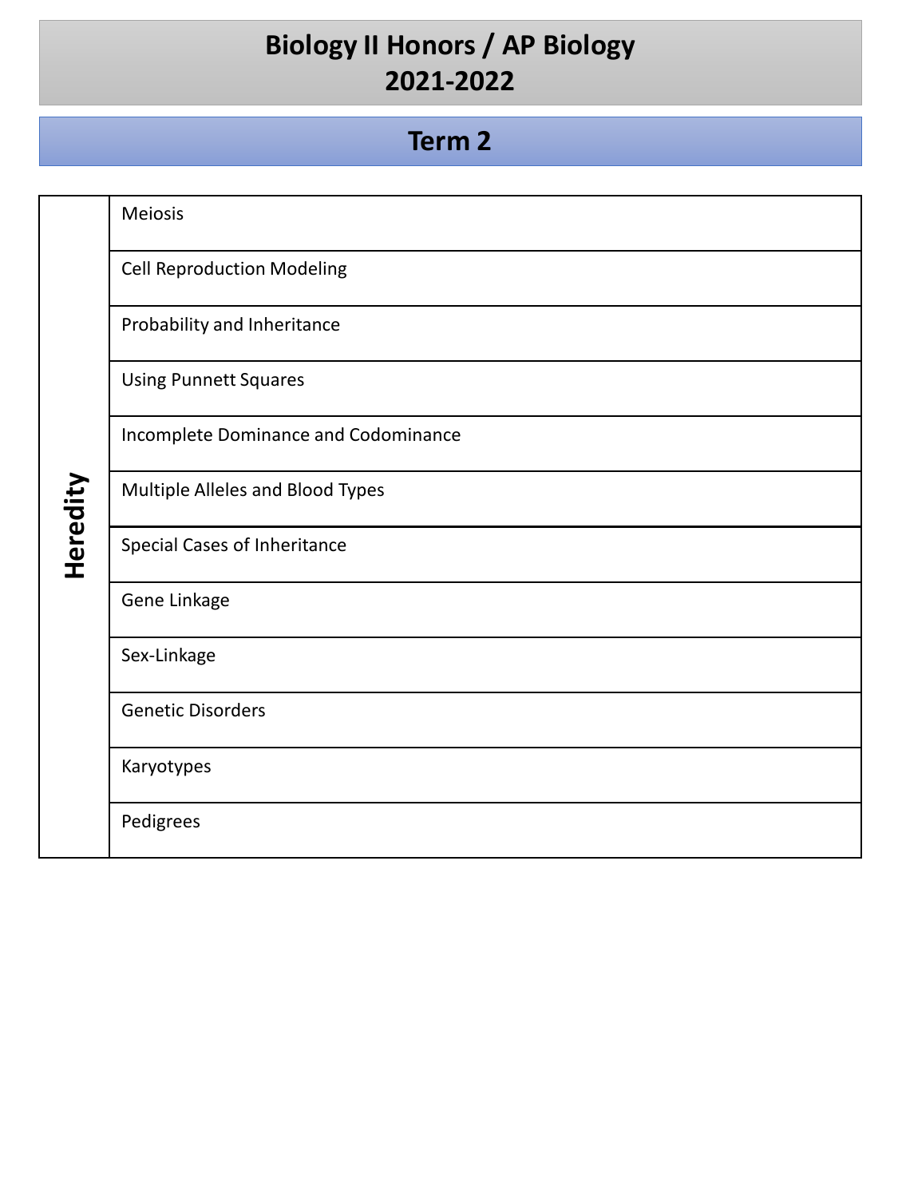# Biology II Honors / AP Biology
# 2021-2022

## Term 2

| Heredity | |
|---|---|
| | Meiosis |
| | Cell Reproduction Modeling |
| | Probability and Inheritance |
| | Using Punnett Squares |
| | Incomplete Dominance and Codominance |
| | Multiple Alleles and Blood Types |
| | Special Cases of Inheritance |
| | Gene Linkage |
| | Sex-Linkage |
| | Genetic Disorders |
| | Karyotypes |
| | Pedigrees |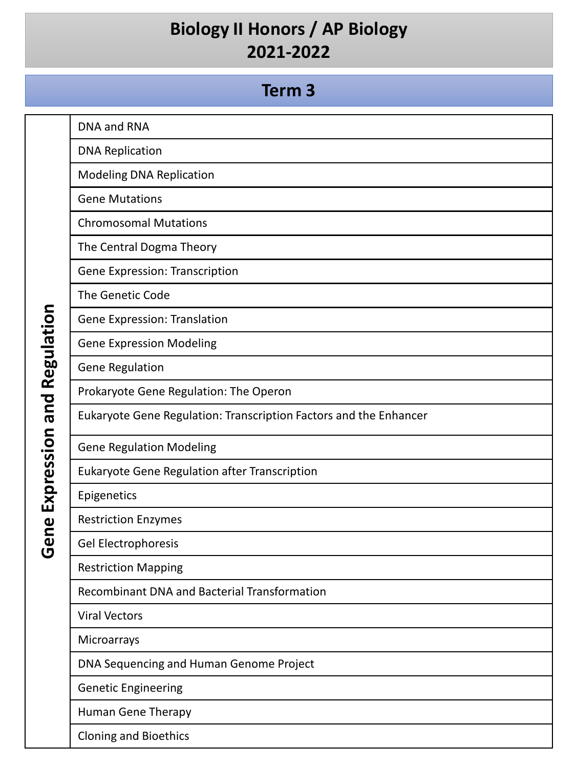# Biology II Honors / AP Biology
# 2021-2022

## Term 3

| Unit | Topic |
|---|---|
| Gene Expression and Regulation | DNA and RNA |
| | DNA Replication |
| | Modeling DNA Replication |
| | Gene Mutations |
| | Chromosomal Mutations |
| | The Central Dogma Theory |
| | Gene Expression: Transcription |
| | The Genetic Code |
| | Gene Expression: Translation |
| | Gene Expression Modeling |
| | Gene Regulation |
| | Prokaryote Gene Regulation: The Operon |
| | Eukaryote Gene Regulation: Transcription Factors and the Enhancer |
| | Gene Regulation Modeling |
| | Eukaryote Gene Regulation after Transcription |
| | Epigenetics |
| | Restriction Enzymes |
| | Gel Electrophoresis |
| | Restriction Mapping |
| | Recombinant DNA and Bacterial Transformation |
| | Viral Vectors |
| | Microarrays |
| | DNA Sequencing and Human Genome Project |
| | Genetic Engineering |
| | Human Gene Therapy |
| | Cloning and Bioethics |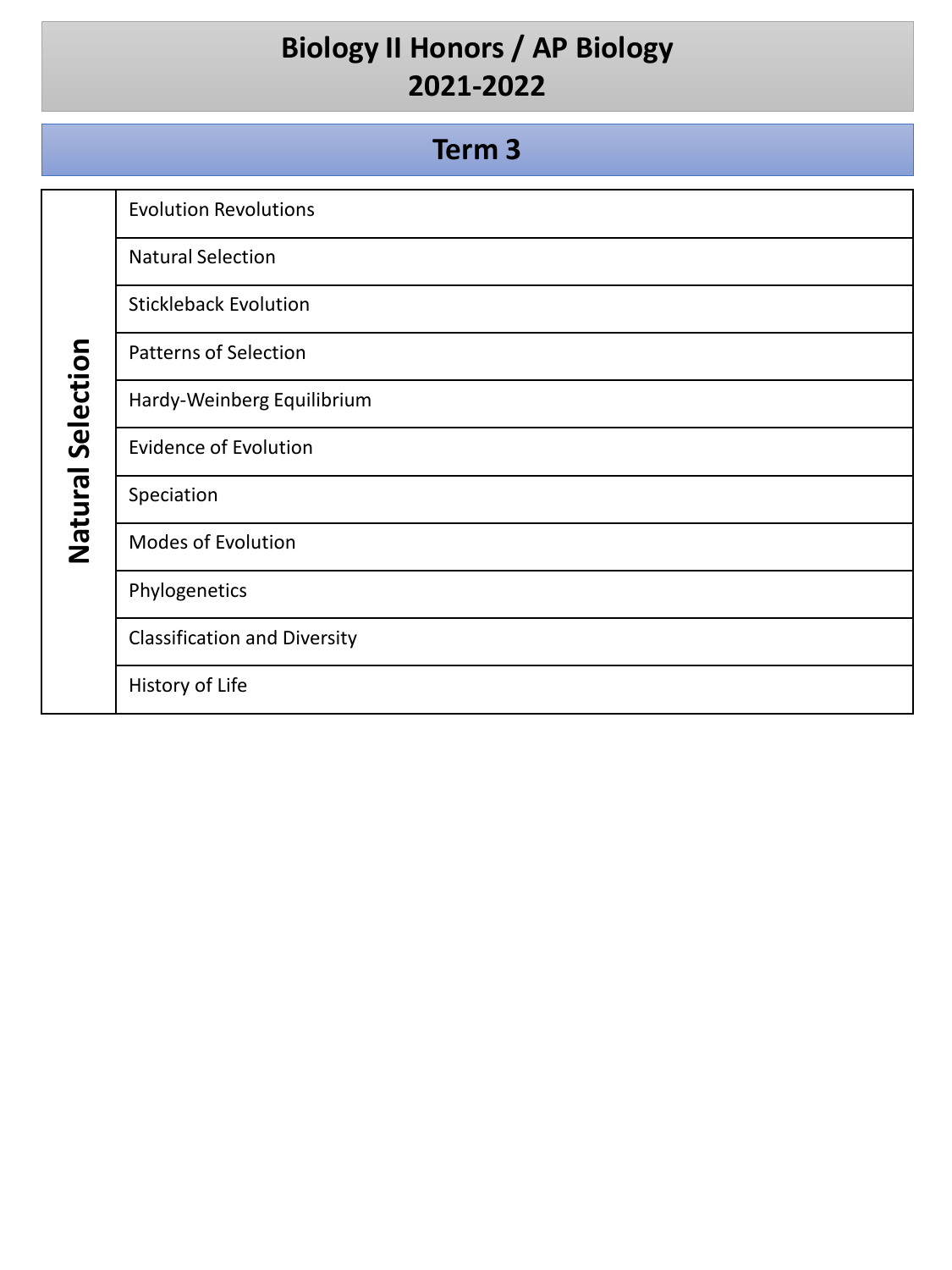# Biology II Honors / AP Biology
# 2021-2022

## Term 3

| Natural Selection | |
|---|---|
| | Evolution Revolutions |
| | Natural Selection |
| | Stickleback Evolution |
| | Patterns of Selection |
| | Hardy-Weinberg Equilibrium |
| | Evidence of Evolution |
| | Speciation |
| | Modes of Evolution |
| | Phylogenetics |
| | Classification and Diversity |
| | History of Life |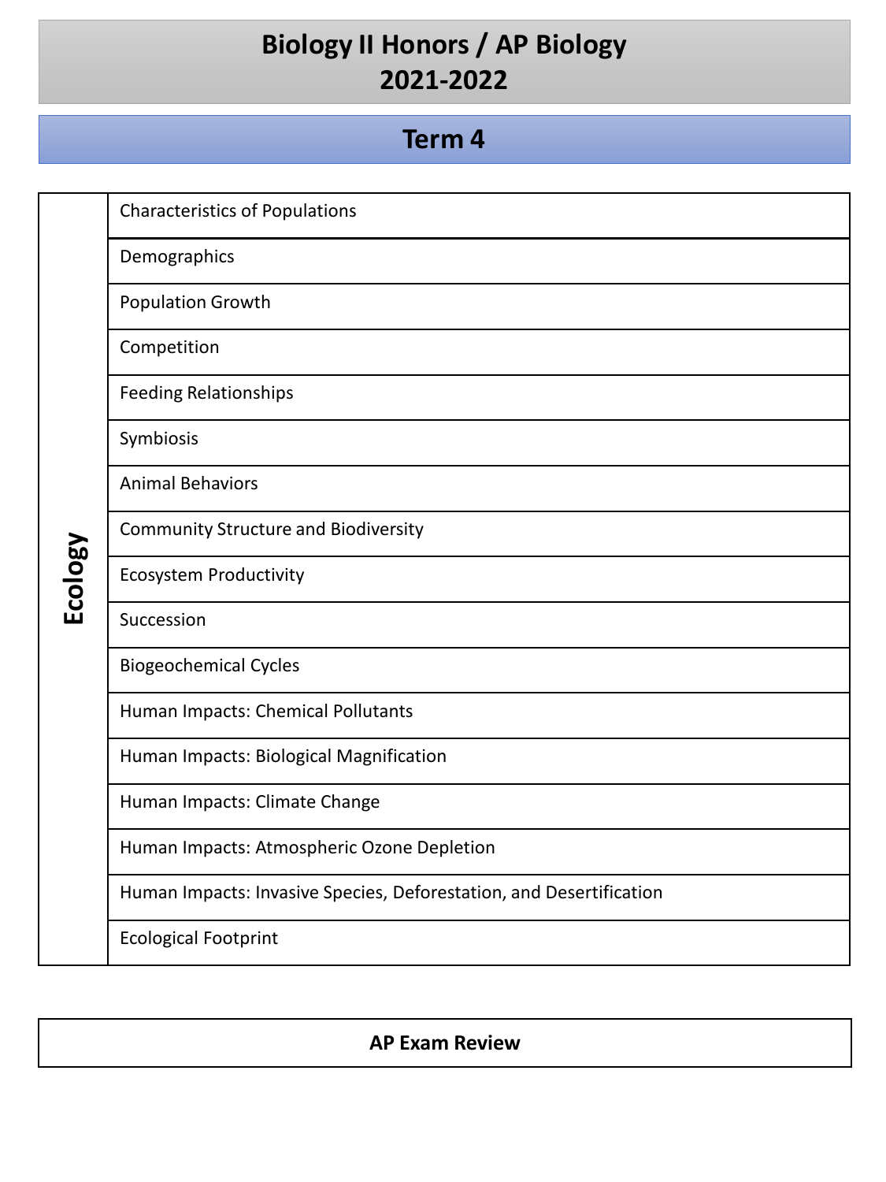# Biology II Honors / AP Biology
# 2021-2022

## Term 4

| | |
|---|---|
| **Ecology** | Characteristics of Populations |
| | Demographics |
| | Population Growth |
| | Competition |
| | Feeding Relationships |
| | Symbiosis |
| | Animal Behaviors |
| | Community Structure and Biodiversity |
| | Ecosystem Productivity |
| | Succession |
| | Biogeochemical Cycles |
| | Human Impacts: Chemical Pollutants |
| | Human Impacts: Biological Magnification |
| | Human Impacts: Climate Change |
| | Human Impacts: Atmospheric Ozone Depletion |
| | Human Impacts: Invasive Species, Deforestation, and Desertification |
| | Ecological Footprint |

**AP Exam Review**